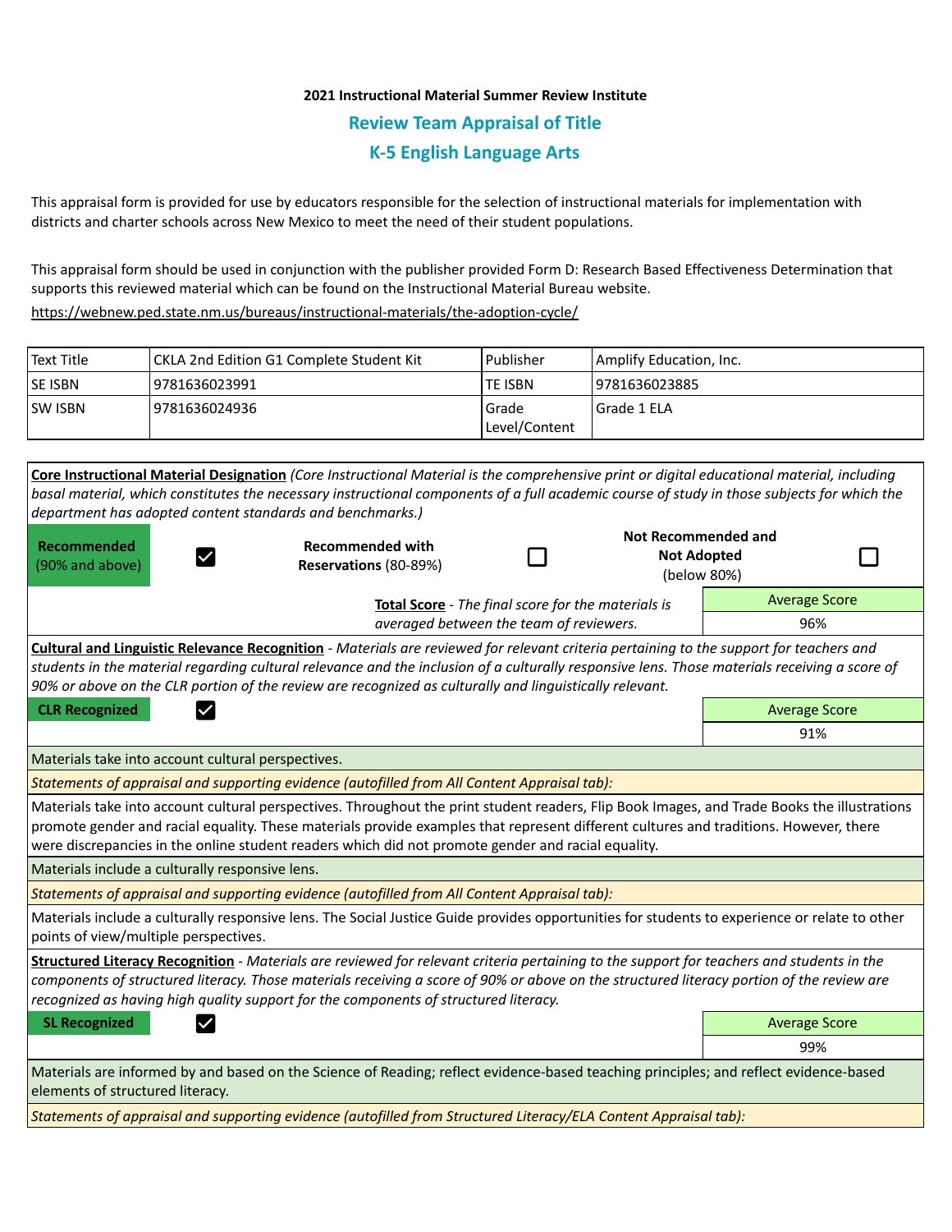**2021 Instructional Material Summer Review Institute**

## Review Team Appraisal of Title

## K-5 English Language Arts

This appraisal form is provided for use by educators responsible for the selection of instructional materials for implementation with districts and charter schools across New Mexico to meet the need of their student populations.

This appraisal form should be used in conjunction with the publisher provided Form D: Research Based Effectiveness Determination that supports this reviewed material which can be found on the Instructional Material Bureau website.

https://webnew.ped.state.nm.us/bureaus/instructional-materials/the-adoption-cycle/

| Text Title | CKLA 2nd Edition G1 Complete Student Kit | Publisher | Amplify Education, Inc. |
|---|---|---|---|
| SE ISBN | 9781636023991 | TE ISBN | 9781636023885 |
| SW ISBN | 9781636024936 | Grade Level/Content | Grade 1 ELA |

**Core Instructional Material Designation** *(Core Instructional Material is the comprehensive print or digital educational material, including basal material, which constitutes the necessary instructional components of a full academic course of study in those subjects for which the department has adopted content standards and benchmarks.)*

| Recommended (90% and above) | ☑ | Recommended with Reservations (80-89%) | ☐ | Not Recommended and Not Adopted (below 80%) | ☐ |
|---|---|---|---|---|---|

**Total Score** - *The final score for the materials is averaged between the team of reviewers.*

| Average Score |
|---|
| 96% |

**Cultural and Linguistic Relevance Recognition** - *Materials are reviewed for relevant criteria pertaining to the support for teachers and students in the material regarding cultural relevance and the inclusion of a culturally responsive lens. Those materials receiving a score of 90% or above on the CLR portion of the review are recognized as culturally and linguistically relevant.*

**CLR Recognized** ☑

| Average Score |
|---|
| 91% |

Materials take into account cultural perspectives.

*Statements of appraisal and supporting evidence (autofilled from All Content Appraisal tab):*

Materials take into account cultural perspectives. Throughout the print student readers, Flip Book Images, and Trade Books the illustrations promote gender and racial equality. These materials provide examples that represent different cultures and traditions. However, there were discrepancies in the online student readers which did not promote gender and racial equality.

Materials include a culturally responsive lens.

*Statements of appraisal and supporting evidence (autofilled from All Content Appraisal tab):*

Materials include a culturally responsive lens. The Social Justice Guide provides opportunities for students to experience or relate to other points of view/multiple perspectives.

**Structured Literacy Recognition** - *Materials are reviewed for relevant criteria pertaining to the support for teachers and students in the components of structured literacy. Those materials receiving a score of 90% or above on the structured literacy portion of the review are recognized as having high quality support for the components of structured literacy.*

**SL Recognized** ☑

| Average Score |
|---|
| 99% |

Materials are informed by and based on the Science of Reading; reflect evidence-based teaching principles; and reflect evidence-based elements of structured literacy.

*Statements of appraisal and supporting evidence (autofilled from Structured Literacy/ELA Content Appraisal tab):*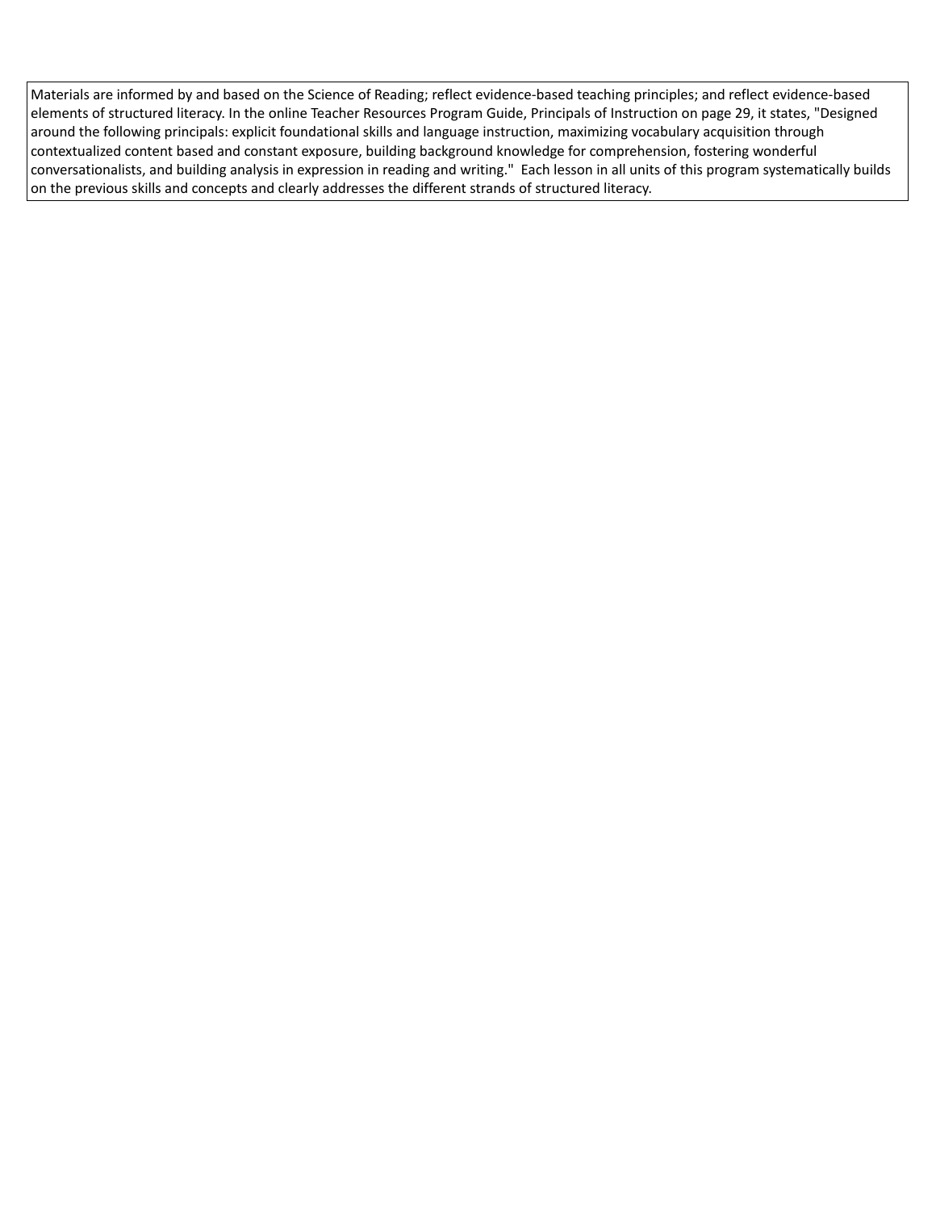Materials are informed by and based on the Science of Reading; reflect evidence-based teaching principles; and reflect evidence-based elements of structured literacy. In the online Teacher Resources Program Guide, Principals of Instruction on page 29, it states, "Designed around the following principals: explicit foundational skills and language instruction, maximizing vocabulary acquisition through contextualized content based and constant exposure, building background knowledge for comprehension, fostering wonderful conversationalists, and building analysis in expression in reading and writing." Each lesson in all units of this program systematically builds on the previous skills and concepts and clearly addresses the different strands of structured literacy.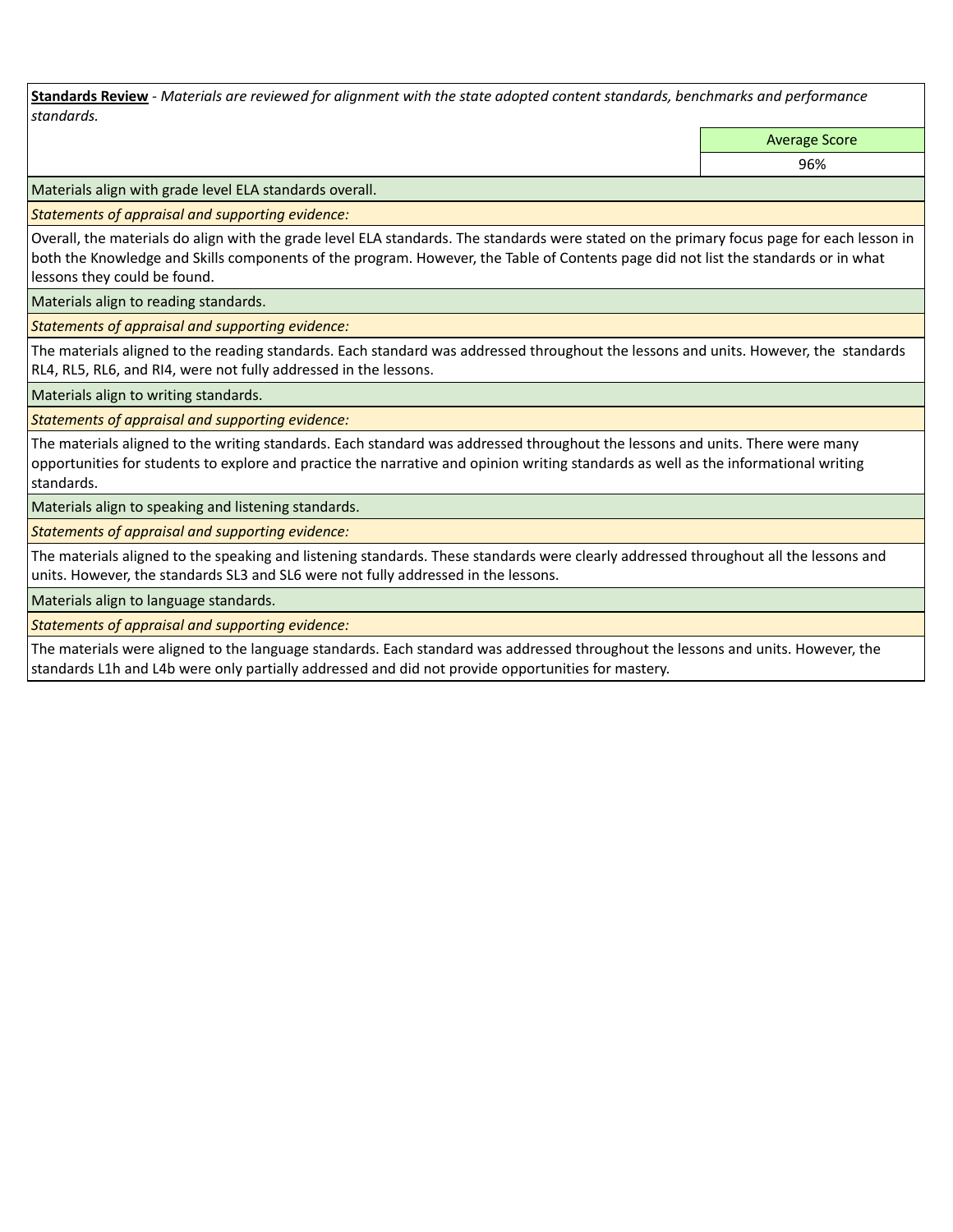**Standards Review** - *Materials are reviewed for alignment with the state adopted content standards, benchmarks and performance standards.*

| | Average Score |
|---|---|
| | 96% |

Materials align with grade level ELA standards overall.

*Statements of appraisal and supporting evidence:*

Overall, the materials do align with the grade level ELA standards. The standards were stated on the primary focus page for each lesson in both the Knowledge and Skills components of the program. However, the Table of Contents page did not list the standards or in what lessons they could be found.

Materials align to reading standards.

*Statements of appraisal and supporting evidence:*

The materials aligned to the reading standards. Each standard was addressed throughout the lessons and units. However, the standards RL4, RL5, RL6, and RI4, were not fully addressed in the lessons.

Materials align to writing standards.

*Statements of appraisal and supporting evidence:*

The materials aligned to the writing standards. Each standard was addressed throughout the lessons and units. There were many opportunities for students to explore and practice the narrative and opinion writing standards as well as the informational writing standards.

Materials align to speaking and listening standards.

*Statements of appraisal and supporting evidence:*

The materials aligned to the speaking and listening standards. These standards were clearly addressed throughout all the lessons and units. However, the standards SL3 and SL6 were not fully addressed in the lessons.

Materials align to language standards.

*Statements of appraisal and supporting evidence:*

The materials were aligned to the language standards. Each standard was addressed throughout the lessons and units. However, the standards L1h and L4b were only partially addressed and did not provide opportunities for mastery.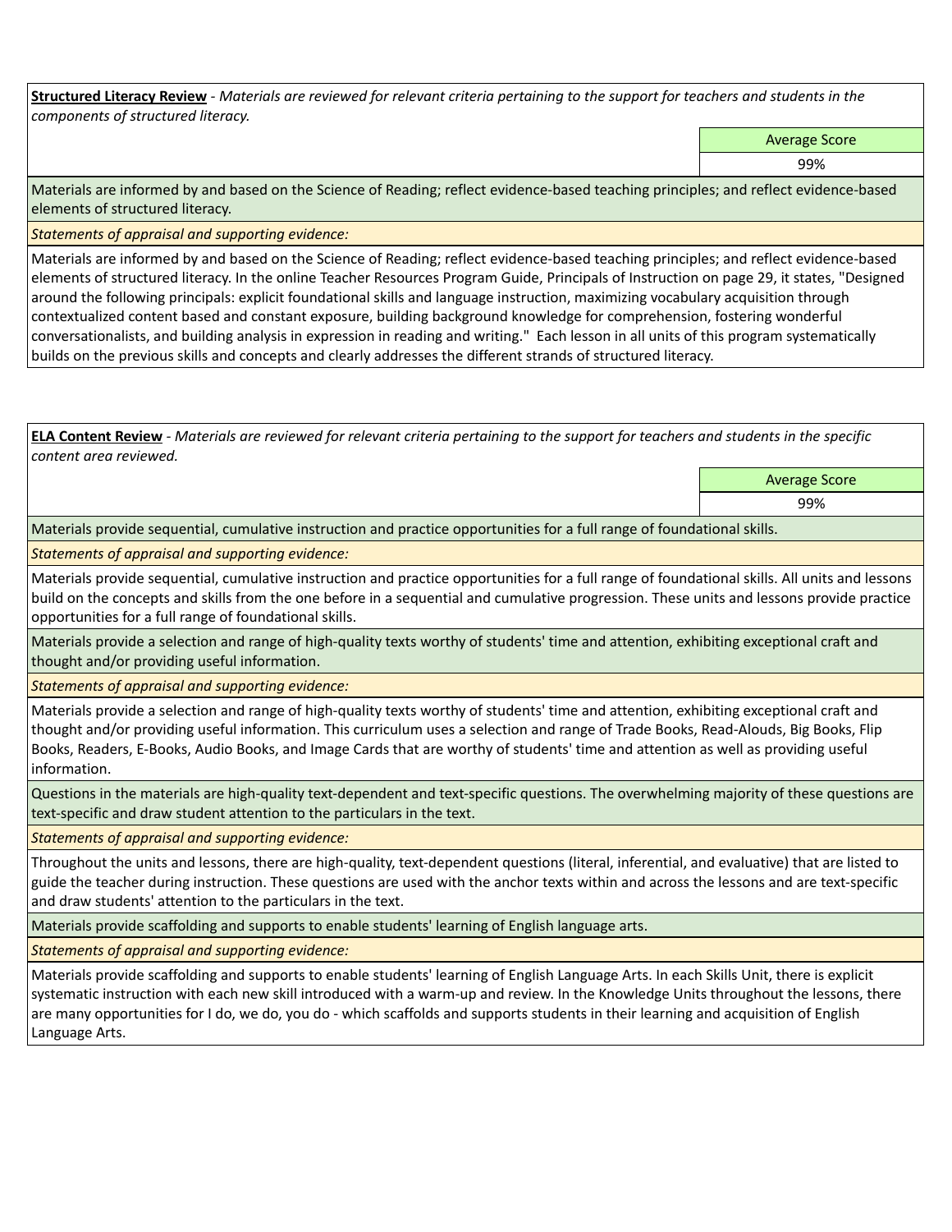**Structured Literacy Review** - *Materials are reviewed for relevant criteria pertaining to the support for teachers and students in the components of structured literacy.*

| | Average Score |
|---|---|
| | 99% |

Materials are informed by and based on the Science of Reading; reflect evidence-based teaching principles; and reflect evidence-based elements of structured literacy.

*Statements of appraisal and supporting evidence:*

Materials are informed by and based on the Science of Reading; reflect evidence-based teaching principles; and reflect evidence-based elements of structured literacy. In the online Teacher Resources Program Guide, Principals of Instruction on page 29, it states, "Designed around the following principals: explicit foundational skills and language instruction, maximizing vocabulary acquisition through contextualized content based and constant exposure, building background knowledge for comprehension, fostering wonderful conversationalists, and building analysis in expression in reading and writing." Each lesson in all units of this program systematically builds on the previous skills and concepts and clearly addresses the different strands of structured literacy.

**ELA Content Review** - *Materials are reviewed for relevant criteria pertaining to the support for teachers and students in the specific content area reviewed.*

| | Average Score |
|---|---|
| | 99% |

Materials provide sequential, cumulative instruction and practice opportunities for a full range of foundational skills.

*Statements of appraisal and supporting evidence:*

Materials provide sequential, cumulative instruction and practice opportunities for a full range of foundational skills. All units and lessons build on the concepts and skills from the one before in a sequential and cumulative progression. These units and lessons provide practice opportunities for a full range of foundational skills.

Materials provide a selection and range of high-quality texts worthy of students' time and attention, exhibiting exceptional craft and thought and/or providing useful information.

*Statements of appraisal and supporting evidence:*

Materials provide a selection and range of high-quality texts worthy of students' time and attention, exhibiting exceptional craft and thought and/or providing useful information. This curriculum uses a selection and range of Trade Books, Read-Alouds, Big Books, Flip Books, Readers, E-Books, Audio Books, and Image Cards that are worthy of students' time and attention as well as providing useful information.

Questions in the materials are high-quality text-dependent and text-specific questions. The overwhelming majority of these questions are text-specific and draw student attention to the particulars in the text.

*Statements of appraisal and supporting evidence:*

Throughout the units and lessons, there are high-quality, text-dependent questions (literal, inferential, and evaluative) that are listed to guide the teacher during instruction. These questions are used with the anchor texts within and across the lessons and are text-specific and draw students' attention to the particulars in the text.

Materials provide scaffolding and supports to enable students' learning of English language arts.

*Statements of appraisal and supporting evidence:*

Materials provide scaffolding and supports to enable students' learning of English Language Arts. In each Skills Unit, there is explicit systematic instruction with each new skill introduced with a warm-up and review. In the Knowledge Units throughout the lessons, there are many opportunities for I do, we do, you do - which scaffolds and supports students in their learning and acquisition of English Language Arts.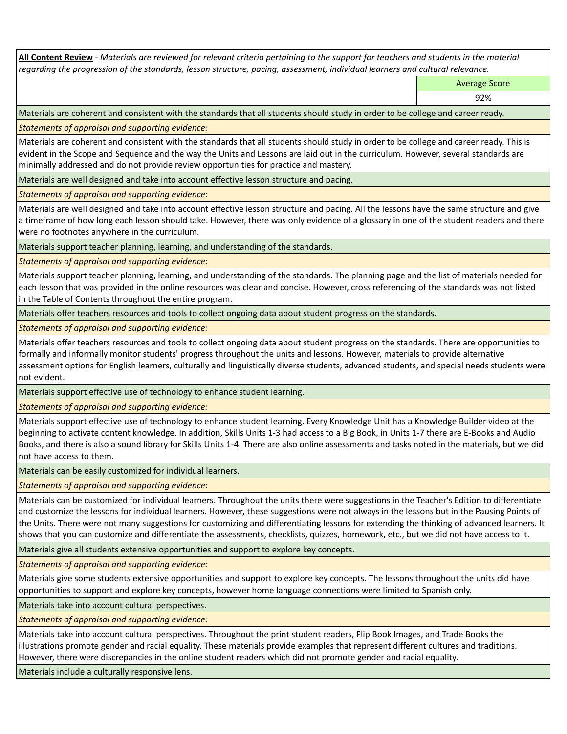**All Content Review** - *Materials are reviewed for relevant criteria pertaining to the support for teachers and students in the material regarding the progression of the standards, lesson structure, pacing, assessment, individual learners and cultural relevance.*

| | Average Score |
|---|---|
| | 92% |

Materials are coherent and consistent with the standards that all students should study in order to be college and career ready.

*Statements of appraisal and supporting evidence:*

Materials are coherent and consistent with the standards that all students should study in order to be college and career ready. This is evident in the Scope and Sequence and the way the Units and Lessons are laid out in the curriculum. However, several standards are minimally addressed and do not provide review opportunities for practice and mastery.

Materials are well designed and take into account effective lesson structure and pacing.

*Statements of appraisal and supporting evidence:*

Materials are well designed and take into account effective lesson structure and pacing. All the lessons have the same structure and give a timeframe of how long each lesson should take. However, there was only evidence of a glossary in one of the student readers and there were no footnotes anywhere in the curriculum.

Materials support teacher planning, learning, and understanding of the standards.

*Statements of appraisal and supporting evidence:*

Materials support teacher planning, learning, and understanding of the standards. The planning page and the list of materials needed for each lesson that was provided in the online resources was clear and concise. However, cross referencing of the standards was not listed in the Table of Contents throughout the entire program.

Materials offer teachers resources and tools to collect ongoing data about student progress on the standards.

*Statements of appraisal and supporting evidence:*

Materials offer teachers resources and tools to collect ongoing data about student progress on the standards. There are opportunities to formally and informally monitor students' progress throughout the units and lessons. However, materials to provide alternative assessment options for English learners, culturally and linguistically diverse students, advanced students, and special needs students were not evident.

Materials support effective use of technology to enhance student learning.

*Statements of appraisal and supporting evidence:*

Materials support effective use of technology to enhance student learning. Every Knowledge Unit has a Knowledge Builder video at the beginning to activate content knowledge. In addition, Skills Units 1-3 had access to a Big Book, in Units 1-7 there are E-Books and Audio Books, and there is also a sound library for Skills Units 1-4. There are also online assessments and tasks noted in the materials, but we did not have access to them.

Materials can be easily customized for individual learners.

*Statements of appraisal and supporting evidence:*

Materials can be customized for individual learners. Throughout the units there were suggestions in the Teacher's Edition to differentiate and customize the lessons for individual learners. However, these suggestions were not always in the lessons but in the Pausing Points of the Units. There were not many suggestions for customizing and differentiating lessons for extending the thinking of advanced learners. It shows that you can customize and differentiate the assessments, checklists, quizzes, homework, etc., but we did not have access to it.

Materials give all students extensive opportunities and support to explore key concepts.

*Statements of appraisal and supporting evidence:*

Materials give some students extensive opportunities and support to explore key concepts. The lessons throughout the units did have opportunities to support and explore key concepts, however home language connections were limited to Spanish only.

Materials take into account cultural perspectives.

*Statements of appraisal and supporting evidence:*

Materials take into account cultural perspectives. Throughout the print student readers, Flip Book Images, and Trade Books the illustrations promote gender and racial equality. These materials provide examples that represent different cultures and traditions. However, there were discrepancies in the online student readers which did not promote gender and racial equality.

Materials include a culturally responsive lens.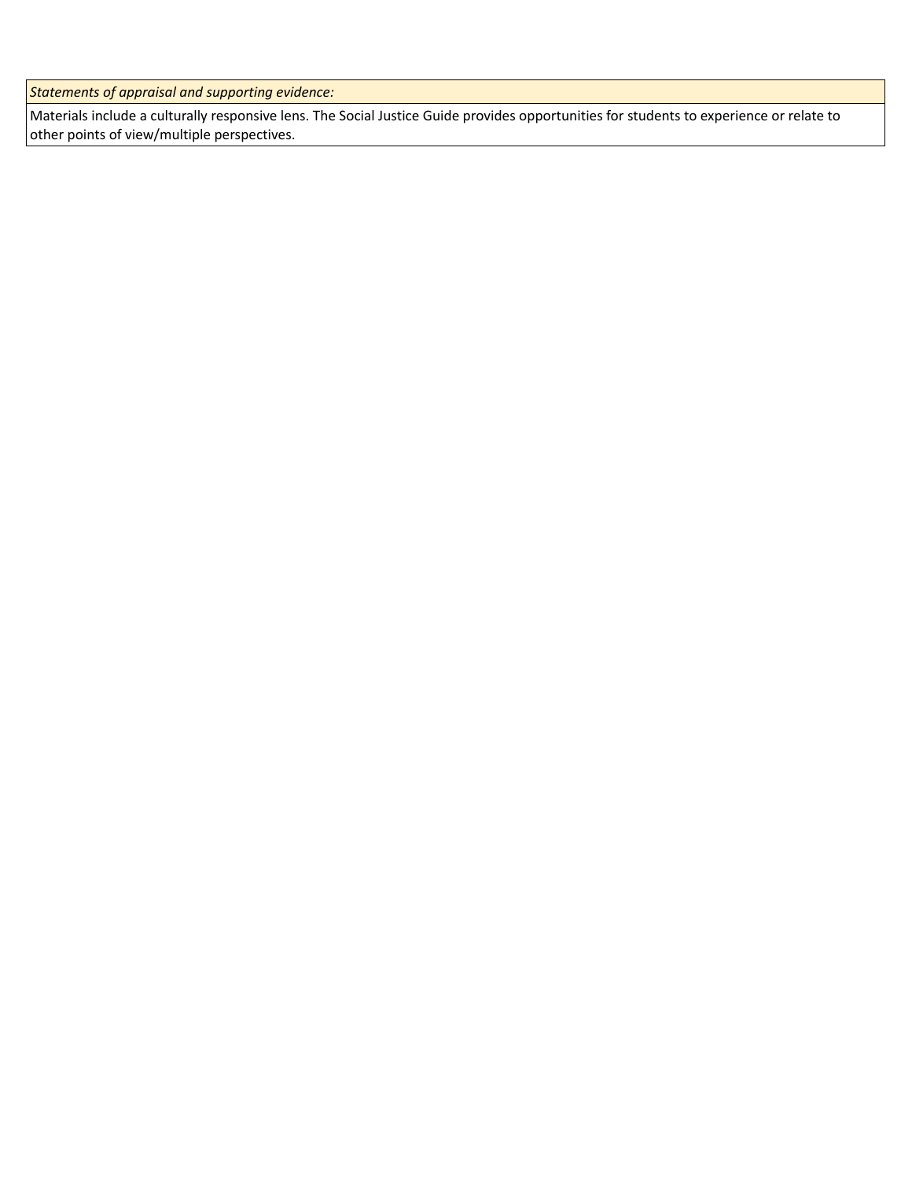| *Statements of appraisal and supporting evidence:* |
| --- |
| Materials include a culturally responsive lens. The Social Justice Guide provides opportunities for students to experience or relate to other points of view/multiple perspectives. |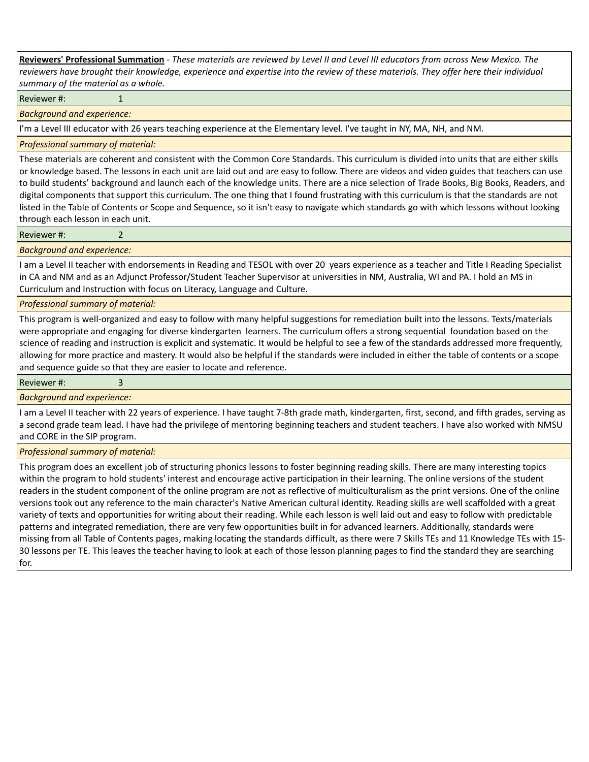**Reviewers' Professional Summation** - *These materials are reviewed by Level II and Level III educators from across New Mexico. The reviewers have brought their knowledge, experience and expertise into the review of these materials. They offer here their individual summary of the material as a whole.*

Reviewer #: 1

*Background and experience:*

I'm a Level III educator with 26 years teaching experience at the Elementary level. I've taught in NY, MA, NH, and NM.

*Professional summary of material:*

These materials are coherent and consistent with the Common Core Standards. This curriculum is divided into units that are either skills or knowledge based. The lessons in each unit are laid out and are easy to follow. There are videos and video guides that teachers can use to build students' background and launch each of the knowledge units. There are a nice selection of Trade Books, Big Books, Readers, and digital components that support this curriculum. The one thing that I found frustrating with this curriculum is that the standards are not listed in the Table of Contents or Scope and Sequence, so it isn't easy to navigate which standards go with which lessons without looking through each lesson in each unit.

Reviewer #: 2

*Background and experience:*

I am a Level II teacher with endorsements in Reading and TESOL with over 20 years experience as a teacher and Title I Reading Specialist in CA and NM and as an Adjunct Professor/Student Teacher Supervisor at universities in NM, Australia, WI and PA. I hold an MS in Curriculum and Instruction with focus on Literacy, Language and Culture.

*Professional summary of material:*

This program is well-organized and easy to follow with many helpful suggestions for remediation built into the lessons. Texts/materials were appropriate and engaging for diverse kindergarten learners. The curriculum offers a strong sequential foundation based on the science of reading and instruction is explicit and systematic. It would be helpful to see a few of the standards addressed more frequently, allowing for more practice and mastery. It would also be helpful if the standards were included in either the table of contents or a scope and sequence guide so that they are easier to locate and reference.

Reviewer #: 3

*Background and experience:*

I am a Level II teacher with 22 years of experience. I have taught 7-8th grade math, kindergarten, first, second, and fifth grades, serving as a second grade team lead. I have had the privilege of mentoring beginning teachers and student teachers. I have also worked with NMSU and CORE in the SIP program.

*Professional summary of material:*

This program does an excellent job of structuring phonics lessons to foster beginning reading skills. There are many interesting topics within the program to hold students' interest and encourage active participation in their learning. The online versions of the student readers in the student component of the online program are not as reflective of multiculturalism as the print versions. One of the online versions took out any reference to the main character's Native American cultural identity. Reading skills are well scaffolded with a great variety of texts and opportunities for writing about their reading. While each lesson is well laid out and easy to follow with predictable patterns and integrated remediation, there are very few opportunities built in for advanced learners. Additionally, standards were missing from all Table of Contents pages, making locating the standards difficult, as there were 7 Skills TEs and 11 Knowledge TEs with 15-30 lessons per TE. This leaves the teacher having to look at each of those lesson planning pages to find the standard they are searching for.